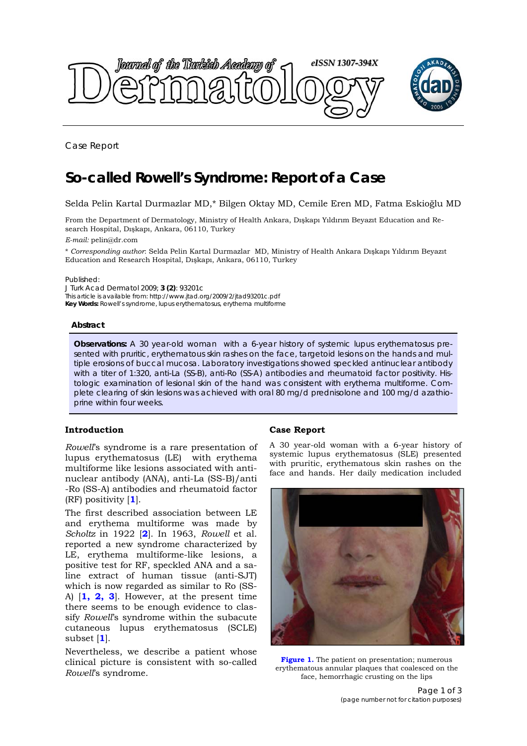Case Report

# So-called Rowell's Syndrome: Report of a Case

Selda Pelin Kartal Durmazlar MD,* Bilgen Oktay MD, Cemile Eren MD, Fatma Eskioğlu MD

From the Department of Dermatology, Ministry of Health Ankara, Dışkapı Yıldırım Beyazıt Education and Research Hospital, Dışkapı, Ankara, 06110, Turkey

*E-mail:* pelin@dr.com

\* *Corresponding author*: Selda Pelin Kartal Durmazlar MD, Ministry of Health Ankara Dışkapı Yıldırım Beyazıt Education and Research Hospital, Dışkapı, Ankara, 06110, Turkey

Published:
J Turk Acad Dermatol 2009; **3 (2)**: 93201c
This article is available from: http://www.jtad.org/2009/2/jtad93201c.pdf
**Key Words:** Rowell's syndrome, lupus erythematosus, erythema multiforme

### Abstract

**Observations:** A 30 year-old woman with a 6-year history of systemic lupus erythematosus presented with pruritic, erythematous skin rashes on the face, targetoid lesions on the hands and multiple erosions of buccal mucosa. Laboratory investigations showed speckled antinuclear antibody with a titer of 1:320, anti-La (SS-B), anti-Ro (SS-A) antibodies and rheumatoid factor positivity. Histologic examination of lesional skin of the hand was consistent with erythema multiforme. Complete clearing of skin lesions was achieved with oral 80 mg/d prednisolone and 100 mg/d azathioprine within four weeks.

## Introduction

*Rowell*'s syndrome is a rare presentation of lupus erythematosus (LE) with erythema multiforme like lesions associated with antinuclear antibody (ANA), anti-La (SS-B)/anti-Ro (SS-A) antibodies and rheumatoid factor (RF) positivity [**1**].

The first described association between LE and erythema multiforme was made by *Scholtz* in 1922 [**2**]. In 1963, *Rowell* et al. reported a new syndrome characterized by LE, erythema multiforme-like lesions, a positive test for RF, speckled ANA and a saline extract of human tissue (anti-SJT) which is now regarded as similar to Ro (SS-A) [**1, 2, 3**]. However, at the present time there seems to be enough evidence to classify *Rowell*'s syndrome within the subacute cutaneous lupus erythematosus (SCLE) subset [**1**].

Nevertheless, we describe a patient whose clinical picture is consistent with so-called *Rowell*'s syndrome.

## Case Report

A 30 year-old woman with a 6-year history of systemic lupus erythematosus (SLE) presented with pruritic, erythematous skin rashes on the face and hands. Her daily medication included

**Figure 1.** The patient on presentation; numerous erythematous annular plaques that coalesced on the face, hemorrhagic crusting on the lips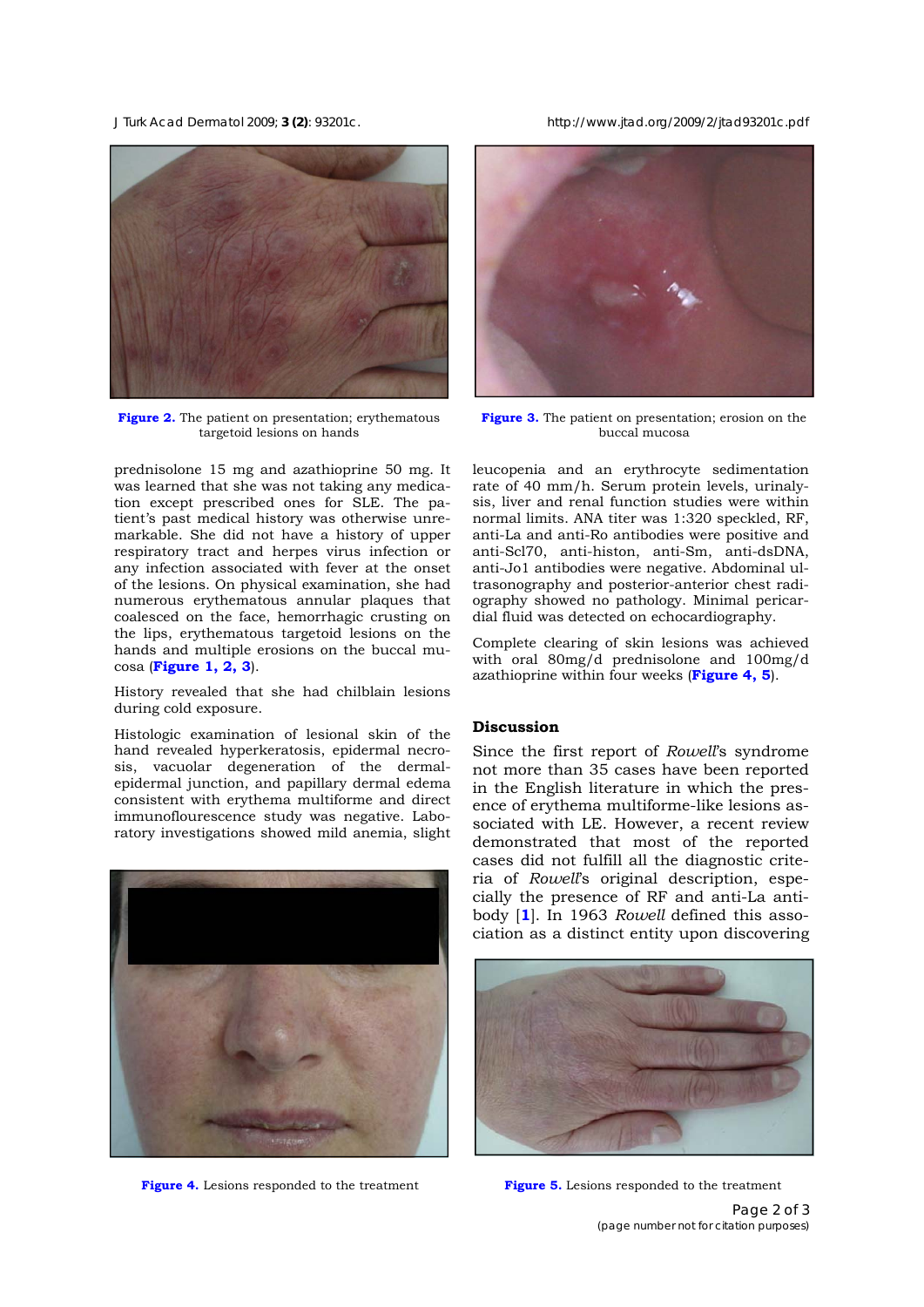Figure 2. The patient on presentation; erythematous targetoid lesions on hands

Figure 3. The patient on presentation; erosion on the buccal mucosa

prednisolone 15 mg and azathioprine 50 mg. It was learned that she was not taking any medication except prescribed ones for SLE. The patient's past medical history was otherwise unremarkable. She did not have a history of upper respiratory tract and herpes virus infection or any infection associated with fever at the onset of the lesions. On physical examination, she had numerous erythematous annular plaques that coalesced on the face, hemorrhagic crusting on the lips, erythematous targetoid lesions on the hands and multiple erosions on the buccal mucosa (**Figure 1, 2, 3**).

History revealed that she had chilblain lesions during cold exposure.

Histologic examination of lesional skin of the hand revealed hyperkeratosis, epidermal necrosis, vacuolar degeneration of the dermal-epidermal junction, and papillary dermal edema consistent with erythema multiforme and direct immunoflourescence study was negative. Laboratory investigations showed mild anemia, slight leucopenia and an erythrocyte sedimentation rate of 40 mm/h. Serum protein levels, urinalysis, liver and renal function studies were within normal limits. ANA titer was 1:320 speckled, RF, anti-La and anti-Ro antibodies were positive and anti-Scl70, anti-histon, anti-Sm, anti-dsDNA, anti-Jo1 antibodies were negative. Abdominal ultrasonography and posterior-anterior chest radiography showed no pathology. Minimal pericardial fluid was detected on echocardiography.

Complete clearing of skin lesions was achieved with oral 80mg/d prednisolone and 100mg/d azathioprine within four weeks (**Figure 4, 5**).

## Discussion

Since the first report of *Rowell*'s syndrome not more than 35 cases have been reported in the English literature in which the presence of erythema multiforme-like lesions associated with LE. However, a recent review demonstrated that most of the reported cases did not fulfill all the diagnostic criteria of *Rowell*'s original description, especially the presence of RF and anti-La antibody [1]. In 1963 *Rowell* defined this association as a distinct entity upon discovering

Figure 4. Lesions responded to the treatment

Figure 5. Lesions responded to the treatment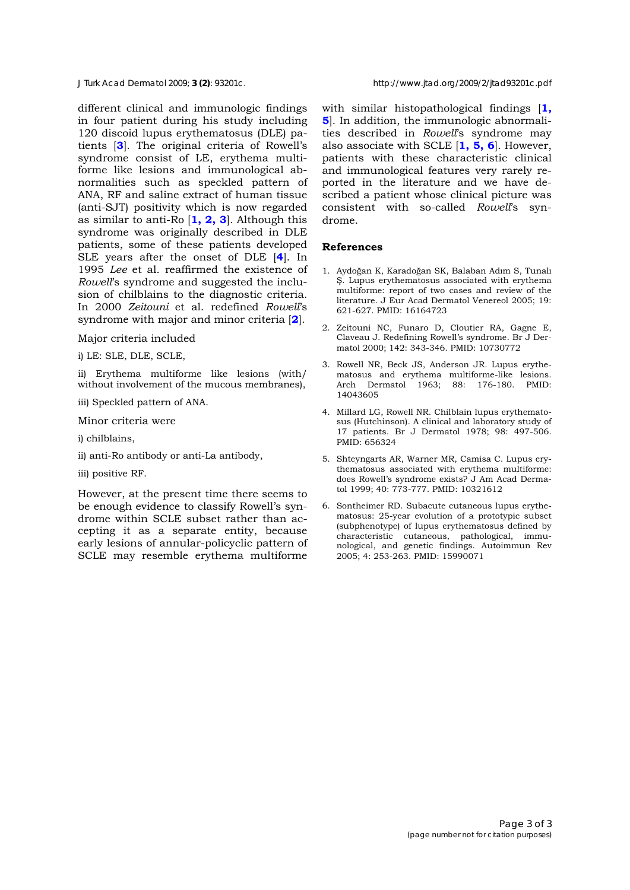different clinical and immunologic findings in four patient during his study including 120 discoid lupus erythematosus (DLE) patients [3]. The original criteria of Rowell's syndrome consist of LE, erythema multiforme like lesions and immunological abnormalities such as speckled pattern of ANA, RF and saline extract of human tissue (anti-SJT) positivity which is now regarded as similar to anti-Ro [1, 2, 3]. Although this syndrome was originally described in DLE patients, some of these patients developed SLE years after the onset of DLE [4]. In 1995 *Lee* et al. reaffirmed the existence of *Rowell*'s syndrome and suggested the inclusion of chilblains to the diagnostic criteria. In 2000 *Zeitouni* et al. redefined *Rowell*'s syndrome with major and minor criteria [2].

Major criteria included

i) LE: SLE, DLE, SCLE,

ii) Erythema multiforme like lesions (with/ without involvement of the mucous membranes),

iii) Speckled pattern of ANA.

Minor criteria were

i) chilblains,

ii) anti-Ro antibody or anti-La antibody,

iii) positive RF.

However, at the present time there seems to be enough evidence to classify Rowell's syndrome within SCLE subset rather than accepting it as a separate entity, because early lesions of annular-policyclic pattern of SCLE may resemble erythema multiforme with similar histopathological findings [1, 5]. In addition, the immunologic abnormalities described in *Rowell*'s syndrome may also associate with SCLE [1, 5, 6]. However, patients with these characteristic clinical and immunological features very rarely reported in the literature and we have described a patient whose clinical picture was consistent with so-called *Rowell*'s syndrome.

## References

1. Aydoğan K, Karadoğan SK, Balaban Adım S, Tunalı Ş. Lupus erythematosus associated with erythema multiforme: report of two cases and review of the literature. J Eur Acad Dermatol Venereol 2005; 19: 621-627. PMID: 16164723
2. Zeitouni NC, Funaro D, Cloutier RA, Gagne E, Claveau J. Redefining Rowell's syndrome. Br J Dermatol 2000; 142: 343-346. PMID: 10730772
3. Rowell NR, Beck JS, Anderson JR. Lupus erythematosus and erythema multiforme-like lesions. Arch Dermatol 1963; 88: 176-180. PMID: 14043605
4. Millard LG, Rowell NR. Chilblain lupus erythematosus (Hutchinson). A clinical and laboratory study of 17 patients. Br J Dermatol 1978; 98: 497-506. PMID: 656324
5. Shteyngarts AR, Warner MR, Camisa C. Lupus erythematosus associated with erythema multiforme: does Rowell's syndrome exists? J Am Acad Dermatol 1999; 40: 773-777. PMID: 10321612
6. Sontheimer RD. Subacute cutaneous lupus erythematosus: 25-year evolution of a prototypic subset (subphenotype) of lupus erythematosus defined by characteristic cutaneous, pathological, immunological, and genetic findings. Autoimmun Rev 2005; 4: 253-263. PMID: 15990071